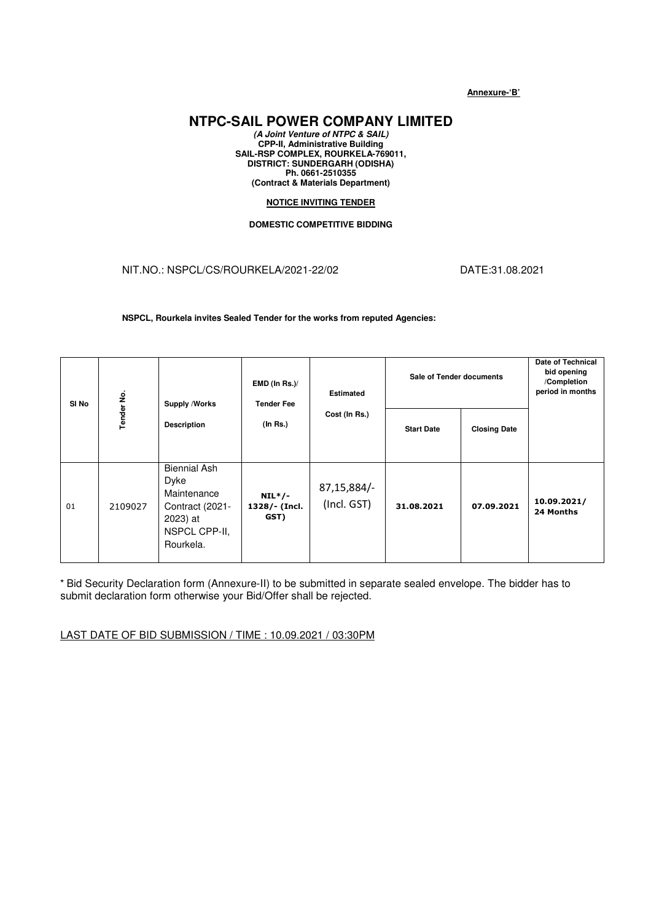**Annexure-'B'**

# NTPC-SAIL POWER COMPANY LIMITED

***(A Joint Venture of NTPC & SAIL)***
**CPP-II, Administrative Building**
**SAIL-RSP COMPLEX, ROURKELA-769011,**
**DISTRICT: SUNDERGARH (ODISHA)**
**Ph. 0661-2510355**
**(Contract & Materials Department)**

**NOTICE INVITING TENDER**

**DOMESTIC COMPETITIVE BIDDING**

NIT.NO.: NSPCL/CS/ROURKELA/2021-22/02 DATE:31.08.2021

**NSPCL, Rourkela invites Sealed Tender for the works from reputed Agencies:**

| Sl No | Tender No. | Supply /Works Description | EMD (In Rs.)/ Tender Fee (In Rs.) | Estimated Cost (In Rs.) | Sale of Tender documents | | Date of Technical bid opening /Completion period in months |
|---|---|---|---|---|---|---|---|
| | | | | | Start Date | Closing Date | |
| 01 | 2109027 | Biennial Ash Dyke Maintenance Contract (2021-2023) at NSPCL CPP-II, Rourkela. | NIL*/- 1328/- (Incl. GST) | 87,15,884/- (Incl. GST) | 31.08.2021 | 07.09.2021 | 10.09.2021/ 24 Months |

\* Bid Security Declaration form (Annexure-II) to be submitted in separate sealed envelope. The bidder has to submit declaration form otherwise your Bid/Offer shall be rejected.

LAST DATE OF BID SUBMISSION / TIME : 10.09.2021 / 03:30PM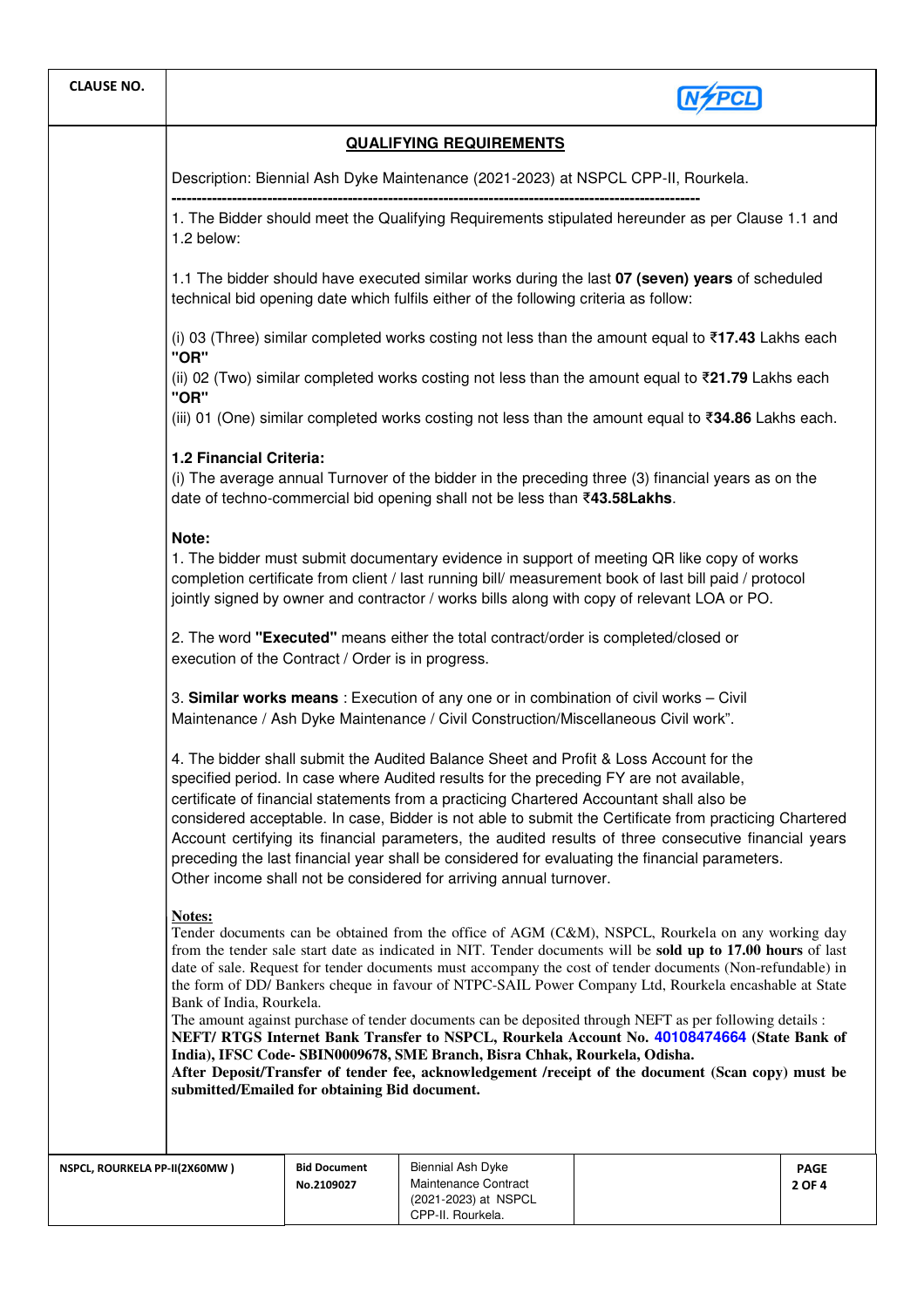## QUALIFYING REQUIREMENTS

Description: Biennial Ash Dyke Maintenance (2021-2023) at NSPCL CPP-II, Rourkela.

---

1. The Bidder should meet the Qualifying Requirements stipulated hereunder as per Clause 1.1 and 1.2 below:

1.1 The bidder should have executed similar works during the last **07 (seven) years** of scheduled technical bid opening date which fulfils either of the following criteria as follow:

(i) 03 (Three) similar completed works costing not less than the amount equal to ₹**17.43** Lakhs each
**"OR"**
(ii) 02 (Two) similar completed works costing not less than the amount equal to ₹**21.79** Lakhs each
**"OR"**
(iii) 01 (One) similar completed works costing not less than the amount equal to ₹**34.86** Lakhs each.

**1.2 Financial Criteria:**
(i) The average annual Turnover of the bidder in the preceding three (3) financial years as on the date of techno-commercial bid opening shall not be less than ₹**43.58Lakhs**.

**Note:**
1. The bidder must submit documentary evidence in support of meeting QR like copy of works completion certificate from client / last running bill/ measurement book of last bill paid / protocol jointly signed by owner and contractor / works bills along with copy of relevant LOA or PO.

2. The word **"Executed"** means either the total contract/order is completed/closed or execution of the Contract / Order is in progress.

3. **Similar works means** : Execution of any one or in combination of civil works – Civil Maintenance / Ash Dyke Maintenance / Civil Construction/Miscellaneous Civil work".

4. The bidder shall submit the Audited Balance Sheet and Profit & Loss Account for the specified period. In case where Audited results for the preceding FY are not available, certificate of financial statements from a practicing Chartered Accountant shall also be considered acceptable. In case, Bidder is not able to submit the Certificate from practicing Chartered Account certifying its financial parameters, the audited results of three consecutive financial years preceding the last financial year shall be considered for evaluating the financial parameters. Other income shall not be considered for arriving annual turnover.

**Notes:**
Tender documents can be obtained from the office of AGM (C&M), NSPCL, Rourkela on any working day from the tender sale start date as indicated in NIT. Tender documents will be **sold up to 17.00 hours** of last date of sale. Request for tender documents must accompany the cost of tender documents (Non-refundable) in the form of DD/ Bankers cheque in favour of NTPC-SAIL Power Company Ltd, Rourkela encashable at State Bank of India, Rourkela.
The amount against purchase of tender documents can be deposited through NEFT as per following details :
**NEFT/ RTGS Internet Bank Transfer to NSPCL, Rourkela Account No. 40108474664 (State Bank of India), IFSC Code- SBIN0009678, SME Branch, Bisra Chhak, Rourkela, Odisha.**
**After Deposit/Transfer of tender fee, acknowledgement /receipt of the document (Scan copy) must be submitted/Emailed for obtaining Bid document.**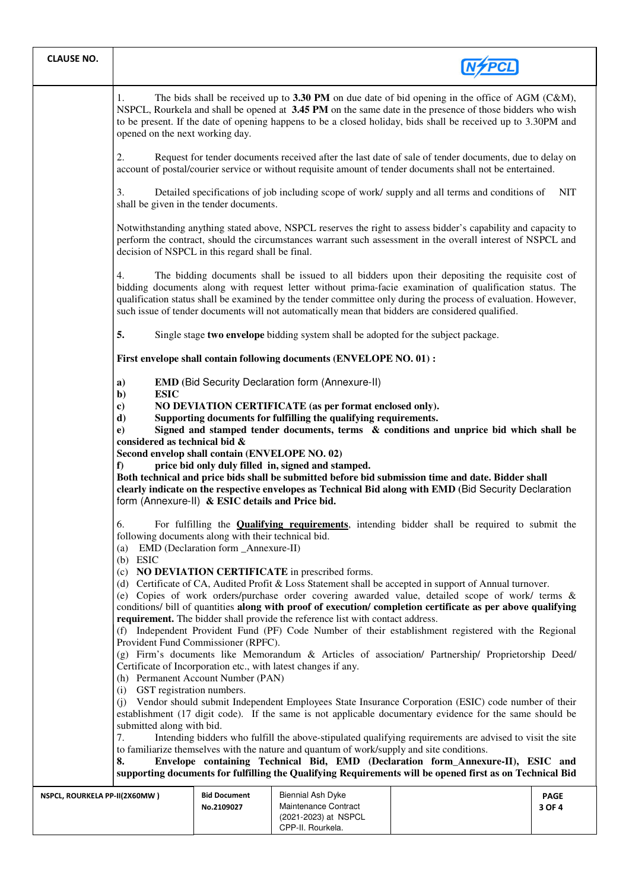1. The bids shall be received up to **3.30 PM** on due date of bid opening in the office of AGM (C&M), NSPCL, Rourkela and shall be opened at **3.45 PM** on the same date in the presence of those bidders who wish to be present. If the date of opening happens to be a closed holiday, bids shall be received up to 3.30PM and opened on the next working day.

2. Request for tender documents received after the last date of sale of tender documents, due to delay on account of postal/courier service or without requisite amount of tender documents shall not be entertained.

3. Detailed specifications of job including scope of work/ supply and all terms and conditions of NIT shall be given in the tender documents.

Notwithstanding anything stated above, NSPCL reserves the right to assess bidder's capability and capacity to perform the contract, should the circumstances warrant such assessment in the overall interest of NSPCL and decision of NSPCL in this regard shall be final.

4. The bidding documents shall be issued to all bidders upon their depositing the requisite cost of bidding documents along with request letter without prima-facie examination of qualification status. The qualification status shall be examined by the tender committee only during the process of evaluation. However, such issue of tender documents will not automatically mean that bidders are considered qualified.

**5.** Single stage **two envelope** bidding system shall be adopted for the subject package.

**First envelope shall contain following documents (ENVELOPE NO. 01) :**

**a)** **EMD** (Bid Security Declaration form (Annexure-II)
**b)** **ESIC**
**c)** **NO DEVIATION CERTIFICATE (as per format enclosed only).**
**d)** **Supporting documents for fulfilling the qualifying requirements.**
**e)** **Signed and stamped tender documents, terms & conditions and unprice bid which shall be considered as technical bid &**
**Second envelop shall contain (ENVELOPE NO. 02)**
**f)** **price bid only duly filled in, signed and stamped.**
**Both technical and price bids shall be submitted before bid submission time and date. Bidder shall clearly indicate on the respective envelopes as Technical Bid along with EMD** (Bid Security Declaration form (Annexure-II) **& ESIC details and Price bid.**

6. For fulfilling the **Qualifying requirements**, intending bidder shall be required to submit the following documents along with their technical bid.
(a) EMD (Declaration form _Annexure-II)
(b) ESIC
(c) **NO DEVIATION CERTIFICATE** in prescribed forms.
(d) Certificate of CA, Audited Profit & Loss Statement shall be accepted in support of Annual turnover.
(e) Copies of work orders/purchase order covering awarded value, detailed scope of work/ terms & conditions/ bill of quantities **along with proof of execution/ completion certificate as per above qualifying requirement.** The bidder shall provide the reference list with contact address.
(f) Independent Provident Fund (PF) Code Number of their establishment registered with the Regional Provident Fund Commissioner (RPFC).
(g) Firm's documents like Memorandum & Articles of association/ Partnership/ Proprietorship Deed/ Certificate of Incorporation etc., with latest changes if any.
(h) Permanent Account Number (PAN)
(i) GST registration numbers.
(j) Vendor should submit Independent Employees State Insurance Corporation (ESIC) code number of their establishment (17 digit code). If the same is not applicable documentary evidence for the same should be submitted along with bid.

7. Intending bidders who fulfill the above-stipulated qualifying requirements are advised to visit the site to familiarize themselves with the nature and quantum of work/supply and site conditions.

**8. Envelope containing Technical Bid, EMD (Declaration form_Annexure-II), ESIC and supporting documents for fulfilling the Qualifying Requirements will be opened first as on Technical Bid**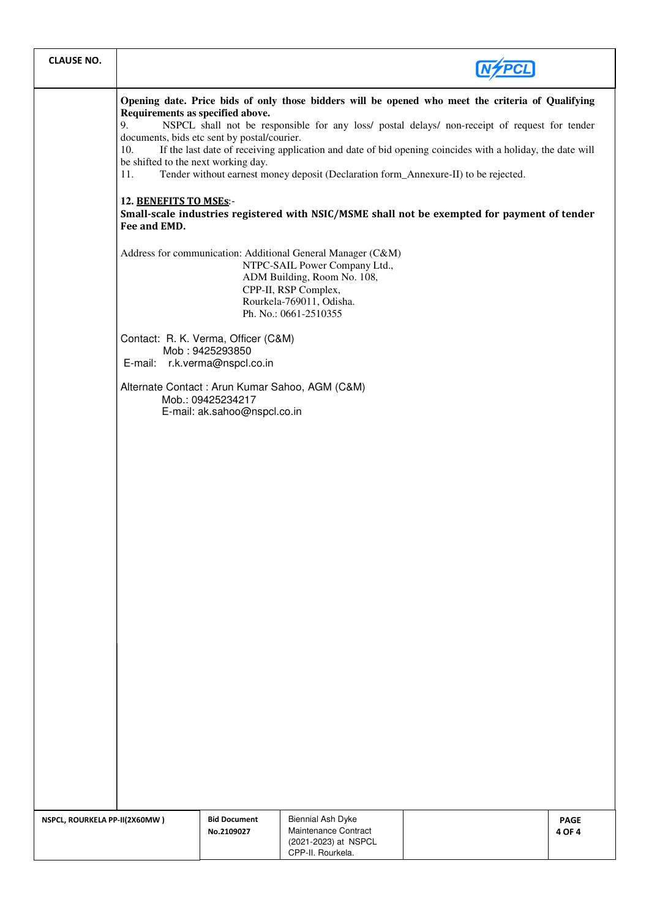**Opening date. Price bids of only those bidders will be opened who meet the criteria of Qualifying Requirements as specified above.**

9. NSPCL shall not be responsible for any loss/ postal delays/ non-receipt of request for tender documents, bids etc sent by postal/courier.

10. If the last date of receiving application and date of bid opening coincides with a holiday, the date will be shifted to the next working day.

11. Tender without earnest money deposit (Declaration form_Annexure-II) to be rejected.

**12. BENEFITS TO MSEs**:-

**Small-scale industries registered with NSIC/MSME shall not be exempted for payment of tender Fee and EMD.**

Address for communication: Additional General Manager (C&M)
NTPC-SAIL Power Company Ltd.,
ADM Building, Room No. 108,
CPP-II, RSP Complex,
Rourkela-769011, Odisha.
Ph. No.: 0661-2510355

Contact: R. K. Verma, Officer (C&M)
Mob : 9425293850
E-mail: r.k.verma@nspcl.co.in

Alternate Contact : Arun Kumar Sahoo, AGM (C&M)
Mob.: 09425234217
E-mail: ak.sahoo@nspcl.co.in